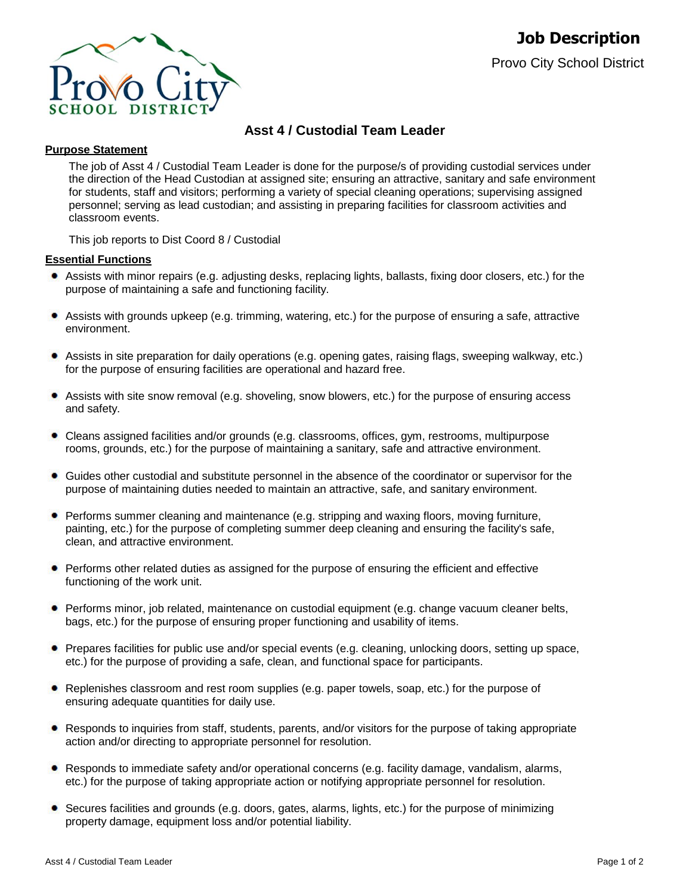# Job Description

Provo City School District

## Asst 4 / Custodial Team Leader

### Purpose Statement

The job of Asst 4 / Custodial Team Leader is done for the purpose/s of providing custodial services under the direction of the Head Custodian at assigned site; ensuring an attractive, sanitary and safe environment for students, staff and visitors; performing a variety of special cleaning operations; supervising assigned personnel; serving as lead custodian; and assisting in preparing facilities for classroom activities and classroom events.

This job reports to Dist Coord 8 / Custodial

### Essential Functions

- Assists with minor repairs (e.g. adjusting desks, replacing lights, ballasts, fixing door closers, etc.) for the purpose of maintaining a safe and functioning facility.
- Assists with grounds upkeep (e.g. trimming, watering, etc.) for the purpose of ensuring a safe, attractive environment.
- Assists in site preparation for daily operations (e.g. opening gates, raising flags, sweeping walkway, etc.) for the purpose of ensuring facilities are operational and hazard free.
- Assists with site snow removal (e.g. shoveling, snow blowers, etc.) for the purpose of ensuring access and safety.
- Cleans assigned facilities and/or grounds (e.g. classrooms, offices, gym, restrooms, multipurpose rooms, grounds, etc.) for the purpose of maintaining a sanitary, safe and attractive environment.
- Guides other custodial and substitute personnel in the absence of the coordinator or supervisor for the purpose of maintaining duties needed to maintain an attractive, safe, and sanitary environment.
- Performs summer cleaning and maintenance (e.g. stripping and waxing floors, moving furniture, painting, etc.) for the purpose of completing summer deep cleaning and ensuring the facility's safe, clean, and attractive environment.
- Performs other related duties as assigned for the purpose of ensuring the efficient and effective functioning of the work unit.
- Performs minor, job related, maintenance on custodial equipment (e.g. change vacuum cleaner belts, bags, etc.) for the purpose of ensuring proper functioning and usability of items.
- Prepares facilities for public use and/or special events (e.g. cleaning, unlocking doors, setting up space, etc.) for the purpose of providing a safe, clean, and functional space for participants.
- Replenishes classroom and rest room supplies (e.g. paper towels, soap, etc.) for the purpose of ensuring adequate quantities for daily use.
- Responds to inquiries from staff, students, parents, and/or visitors for the purpose of taking appropriate action and/or directing to appropriate personnel for resolution.
- Responds to immediate safety and/or operational concerns (e.g. facility damage, vandalism, alarms, etc.) for the purpose of taking appropriate action or notifying appropriate personnel for resolution.
- Secures facilities and grounds (e.g. doors, gates, alarms, lights, etc.) for the purpose of minimizing property damage, equipment loss and/or potential liability.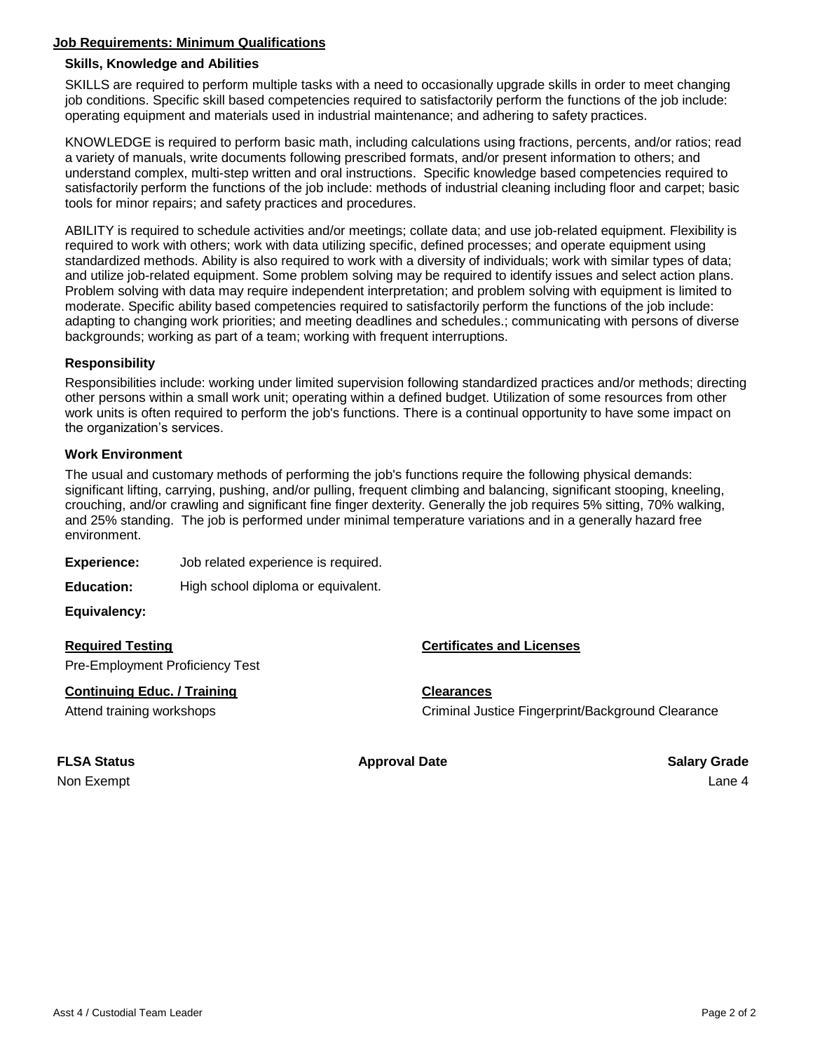## Job Requirements: Minimum Qualifications

### Skills, Knowledge and Abilities

SKILLS are required to perform multiple tasks with a need to occasionally upgrade skills in order to meet changing job conditions. Specific skill based competencies required to satisfactorily perform the functions of the job include: operating equipment and materials used in industrial maintenance; and adhering to safety practices.

KNOWLEDGE is required to perform basic math, including calculations using fractions, percents, and/or ratios; read a variety of manuals, write documents following prescribed formats, and/or present information to others; and understand complex, multi-step written and oral instructions. Specific knowledge based competencies required to satisfactorily perform the functions of the job include: methods of industrial cleaning including floor and carpet; basic tools for minor repairs; and safety practices and procedures.

ABILITY is required to schedule activities and/or meetings; collate data; and use job-related equipment. Flexibility is required to work with others; work with data utilizing specific, defined processes; and operate equipment using standardized methods. Ability is also required to work with a diversity of individuals; work with similar types of data; and utilize job-related equipment. Some problem solving may be required to identify issues and select action plans. Problem solving with data may require independent interpretation; and problem solving with equipment is limited to moderate. Specific ability based competencies required to satisfactorily perform the functions of the job include: adapting to changing work priorities; and meeting deadlines and schedules.; communicating with persons of diverse backgrounds; working as part of a team; working with frequent interruptions.

### Responsibility

Responsibilities include: working under limited supervision following standardized practices and/or methods; directing other persons within a small work unit; operating within a defined budget. Utilization of some resources from other work units is often required to perform the job's functions. There is a continual opportunity to have some impact on the organization's services.

### Work Environment

The usual and customary methods of performing the job's functions require the following physical demands: significant lifting, carrying, pushing, and/or pulling, frequent climbing and balancing, significant stooping, kneeling, crouching, and/or crawling and significant fine finger dexterity. Generally the job requires 5% sitting, 70% walking, and 25% standing. The job is performed under minimal temperature variations and in a generally hazard free environment.

**Experience:** Job related experience is required.

**Education:** High school diploma or equivalent.

**Equivalency:**

**Required Testing**

Pre-Employment Proficiency Test

**Certificates and Licenses**

**Continuing Educ. / Training**

Attend training workshops

**Clearances**

Criminal Justice Fingerprint/Background Clearance

| FLSA Status | Approval Date | Salary Grade |
| --- | --- | --- |
| Non Exempt | | Lane 4 |